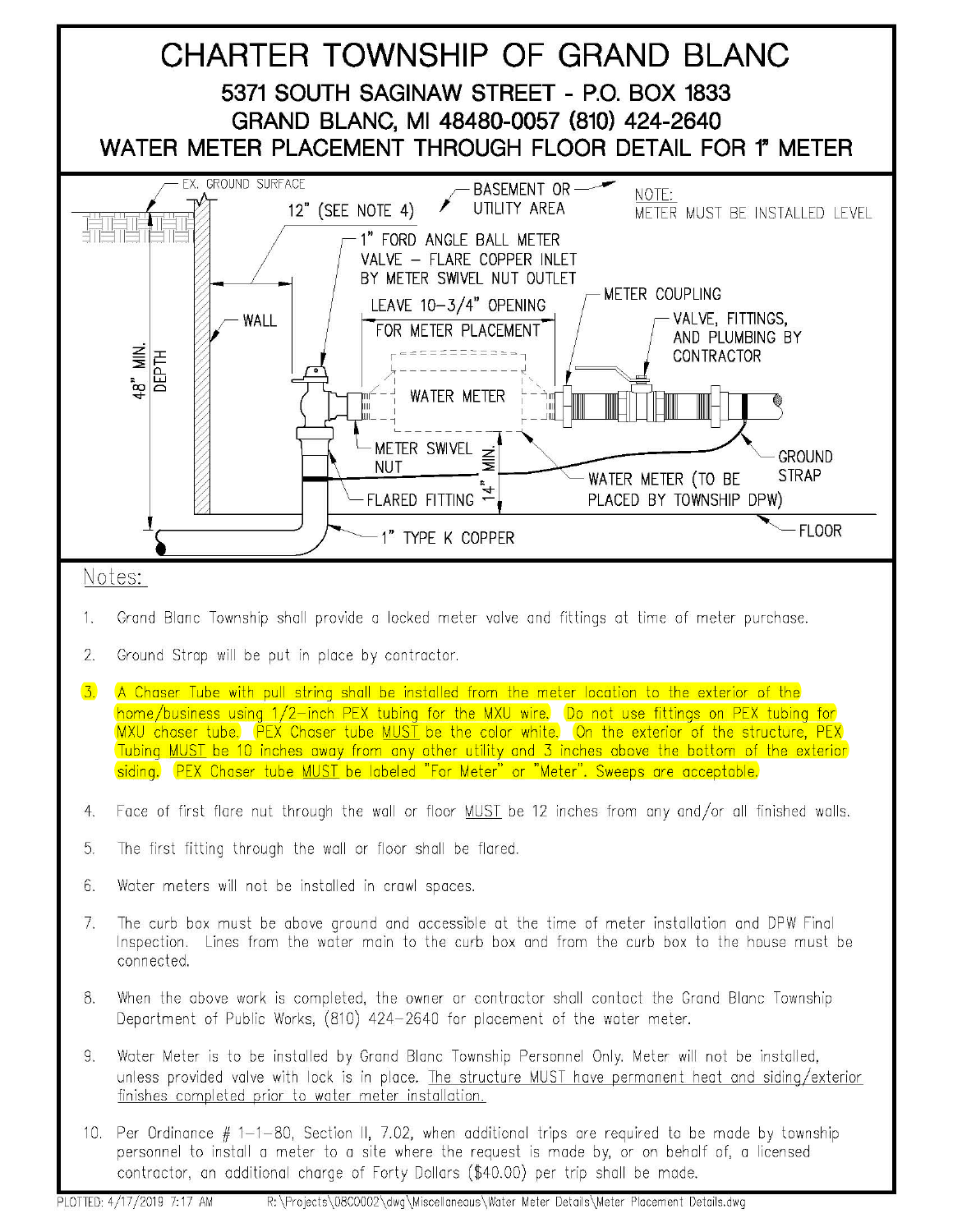# CHARTER TOWNSHIP OF GRAND BLANC

## 5371 SOUTH SAGINAW STREET - P.O. BOX 1833
## GRAND BLANC, MI 48480-0057 (810) 424-2640
## WATER METER PLACEMENT THROUGH FLOOR DETAIL FOR 1" METER

EX. GROUND SURFACE

12" (SEE NOTE 4)

BASEMENT OR UTILITY AREA

NOTE: METER MUST BE INSTALLED LEVEL

1" FORD ANGLE BALL METER VALVE – FLARE COPPER INLET BY METER SWIVEL NUT OUTLET

LEAVE 10-3/4" OPENING FOR METER PLACEMENT

METER COUPLING

VALVE, FITTINGS, AND PLUMBING BY CONTRACTOR

WALL

48" MIN. DEPTH

WATER METER

METER SWIVEL NUT

14" MIN.

GROUND STRAP

FLARED FITTING

WATER METER (TO BE PLACED BY TOWNSHIP DPW)

FLOOR

1" TYPE K COPPER

## Notes:

1. Grand Blanc Township shall provide a locked meter valve and fittings at time of meter purchase.
2. Ground Strap will be put in place by contractor.
3. A Chaser Tube with pull string shall be installed from the meter location to the exterior of the home/business using 1/2-inch PEX tubing for the MXU wire. Do not use fittings on PEX tubing for MXU chaser tube. PEX Chaser tube MUST be the color white. On the exterior of the structure, PEX Tubing MUST be 10 inches away from any other utility and 3 inches above the bottom of the exterior siding. PEX Chaser tube MUST be labeled "For Meter" or "Meter". Sweeps are acceptable.
4. Face of first flare nut through the wall or floor MUST be 12 inches from any and/or all finished walls.
5. The first fitting through the wall or floor shall be flared.
6. Water meters will not be installed in crawl spaces.
7. The curb box must be above ground and accessible at the time of meter installation and DPW Final Inspection. Lines from the water main to the curb box and from the curb box to the house must be connected.
8. When the above work is completed, the owner or contractor shall contact the Grand Blanc Township Department of Public Works, (810) 424-2640 for placement of the water meter.
9. Water Meter is to be installed by Grand Blanc Township Personnel Only. Meter will not be installed, unless provided valve with lock is in place. The structure MUST have permanent heat and siding/exterior finishes completed prior to water meter installation.
10. Per Ordinance # 1-1-80, Section II, 7.02, when additional trips are required to be made by township personnel to install a meter to a site where the request is made by, or on behalf of, a licensed contractor, an additional charge of Forty Dollars ($40.00) per trip shall be made.

PLOTTED: 4/17/2019 7:17 AM R:\Projects\08C0002\dwg\Miscellaneous\Water Meter Details\Meter Placement Details.dwg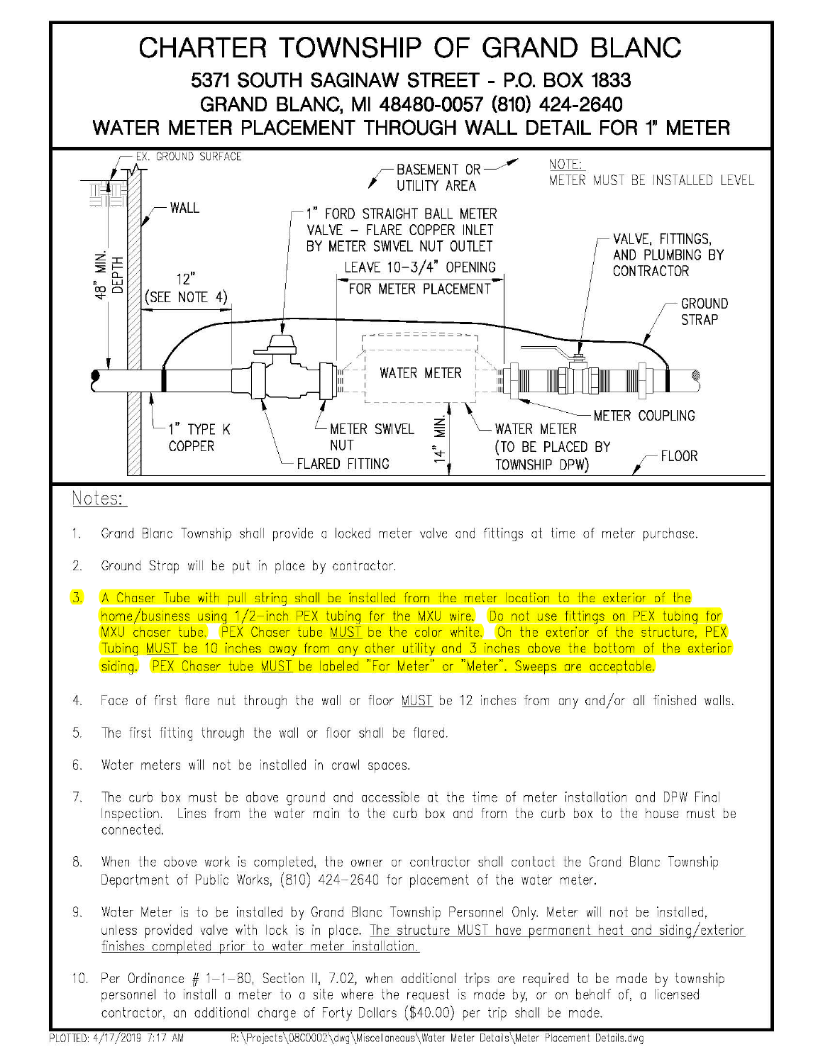# CHARTER TOWNSHIP OF GRAND BLANC

## 5371 SOUTH SAGINAW STREET - P.O. BOX 1833
## GRAND BLANC, MI 48480-0057 (810) 424-2640
## WATER METER PLACEMENT THROUGH WALL DETAIL FOR 1" METER

EX. GROUND SURFACE

BASEMENT OR UTILITY AREA

NOTE:
METER MUST BE INSTALLED LEVEL

WALL

48" MIN. DEPTH

12" (SEE NOTE 4)

1" FORD STRAIGHT BALL METER VALVE – FLARE COPPER INLET BY METER SWIVEL NUT OUTLET

LEAVE 10-3/4" OPENING FOR METER PLACEMENT

VALVE, FITTINGS, AND PLUMBING BY CONTRACTOR

GROUND STRAP

WATER METER

METER COUPLING

1" TYPE K COPPER

METER SWIVEL NUT

FLARED FITTING

14" MIN.

WATER METER (TO BE PLACED BY TOWNSHIP DPW)

FLOOR

## Notes:

1. Grand Blanc Township shall provide a locked meter valve and fittings at time of meter purchase.
2. Ground Strap will be put in place by contractor.
3. A Chaser Tube with pull string shall be installed from the meter location to the exterior of the home/business using 1/2-inch PEX tubing for the MXU wire. Do not use fittings on PEX tubing for MXU chaser tube. PEX Chaser tube MUST be the color white. On the exterior of the structure, PEX Tubing MUST be 10 inches away from any other utility and 3 inches above the bottom of the exterior siding. PEX Chaser tube MUST be labeled "For Meter" or "Meter". Sweeps are acceptable.
4. Face of first flare nut through the wall or floor MUST be 12 inches from any and/or all finished walls.
5. The first fitting through the wall or floor shall be flared.
6. Water meters will not be installed in crawl spaces.
7. The curb box must be above ground and accessible at the time of meter installation and DPW Final Inspection. Lines from the water main to the curb box and from the curb box to the house must be connected.
8. When the above work is completed, the owner or contractor shall contact the Grand Blanc Township Department of Public Works, (810) 424-2640 for placement of the water meter.
9. Water Meter is to be installed by Grand Blanc Township Personnel Only. Meter will not be installed, unless provided valve with lock is in place. The structure MUST have permanent heat and siding/exterior finishes completed prior to water meter installation.
10. Per Ordinance # 1-1-80, Section II, 7.02, when additional trips are required to be made by township personnel to install a meter to a site where the request is made by, or on behalf of, a licensed contractor, an additional charge of Forty Dollars ($40.00) per trip shall be made.

PLOTTED: 4/17/2019 7:17 AM R:\Projects\08C0002\dwg\Miscellaneous\Water Meter Details\Meter Placement Details.dwg